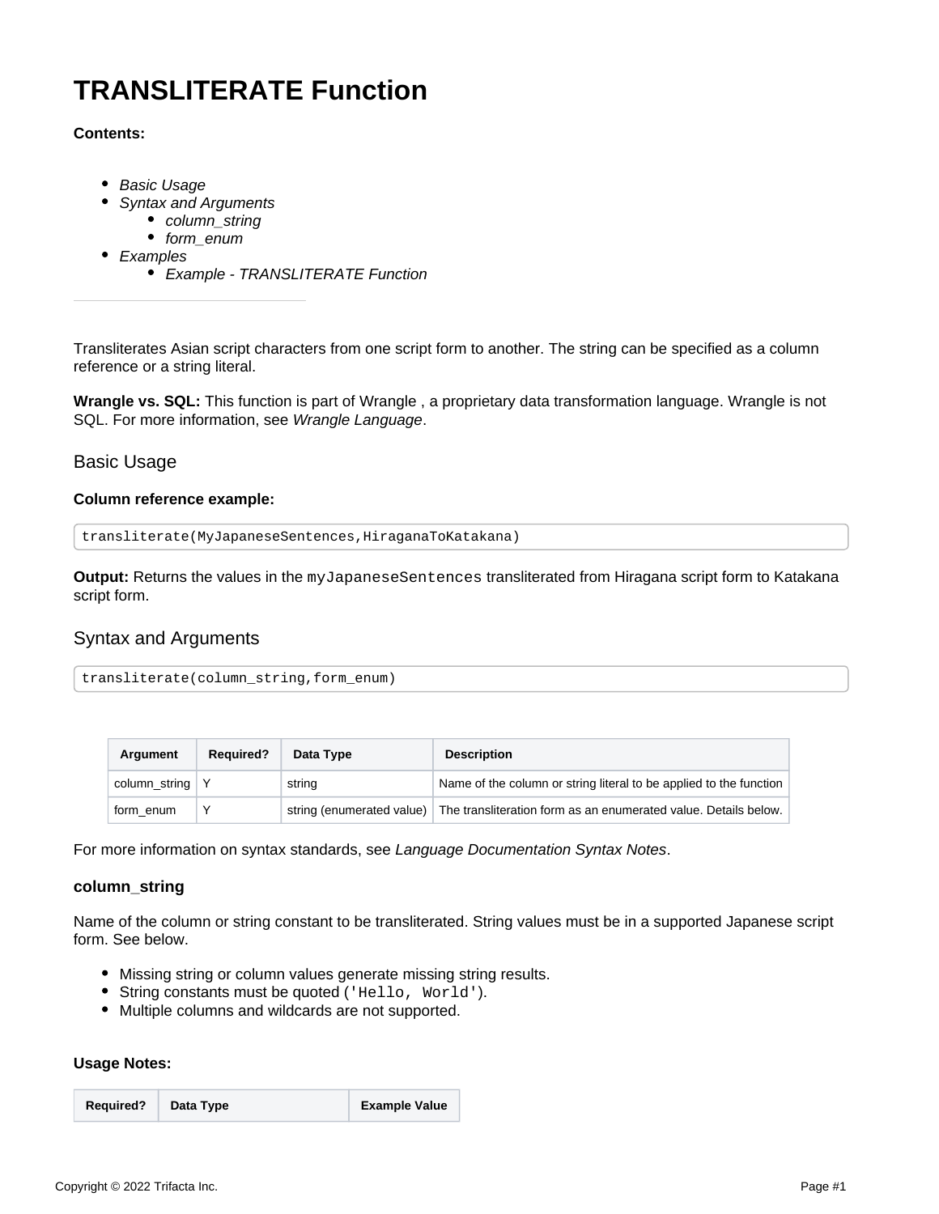# TRANSLITERATE Function

**Contents:**

- *Basic Usage*
- *Syntax and Arguments*
    - *column_string*
    - *form_enum*
- *Examples*
    - *Example - TRANSLITERATE Function*

---

Transliterates Asian script characters from one script form to another. The string can be specified as a column reference or a string literal.

**Wrangle vs. SQL:** This function is part of Wrangle , a proprietary data transformation language. Wrangle is not SQL. For more information, see *Wrangle Language*.

## Basic Usage

**Column reference example:**

```
transliterate(MyJapaneseSentences,HiraganaToKatakana)
```

**Output:** Returns the values in the `myJapaneseSentences` transliterated from Hiragana script form to Katakana script form.

## Syntax and Arguments

```
transliterate(column_string,form_enum)
```

| Argument | Required? | Data Type | Description |
|---|---|---|---|
| column_string | Y | string | Name of the column or string literal to be applied to the function |
| form_enum | Y | string (enumerated value) | The transliteration form as an enumerated value. Details below. |

For more information on syntax standards, see *Language Documentation Syntax Notes*.

### column_string

Name of the column or string constant to be transliterated. String values must be in a supported Japanese script form. See below.

- Missing string or column values generate missing string results.
- String constants must be quoted (`'Hello, World'`).
- Multiple columns and wildcards are not supported.

**Usage Notes:**

| Required? | Data Type | Example Value |
|---|---|---|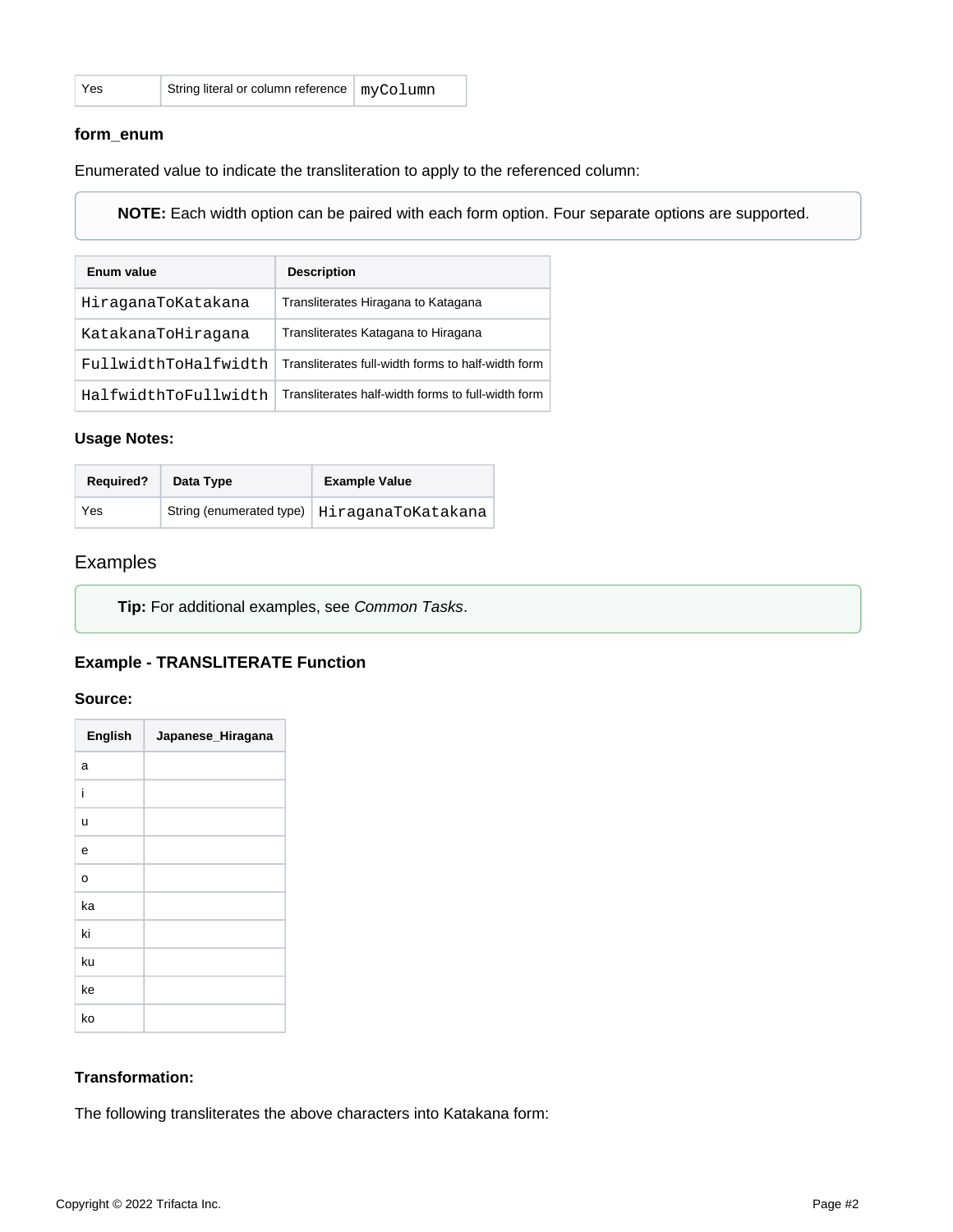| Yes | String literal or column reference | `myColumn` |
|---|---|---|

#### form_enum

Enumerated value to indicate the transliteration to apply to the referenced column:

> **NOTE:** Each width option can be paired with each form option. Four separate options are supported.

| Enum value | Description |
|---|---|
| `HiraganaToKatakana` | Transliterates Hiragana to Katagana |
| `KatakanaToHiragana` | Transliterates Katagana to Hiragana |
| `FullwidthToHalfwidth` | Transliterates full-width forms to half-width form |
| `HalfwidthToFullwidth` | Transliterates half-width forms to full-width form |

**Usage Notes:**

| Required? | Data Type | Example Value |
|---|---|---|
| Yes | String (enumerated type) | `HiraganaToKatakana` |

## Examples

> **Tip:** For additional examples, see *Common Tasks*.

### Example - TRANSLITERATE Function

**Source:**

| English | Japanese_Hiragana |
|---|---|
| a | |
| i | |
| u | |
| e | |
| o | |
| ka | |
| ki | |
| ku | |
| ke | |
| ko | |

**Transformation:**

The following transliterates the above characters into Katakana form: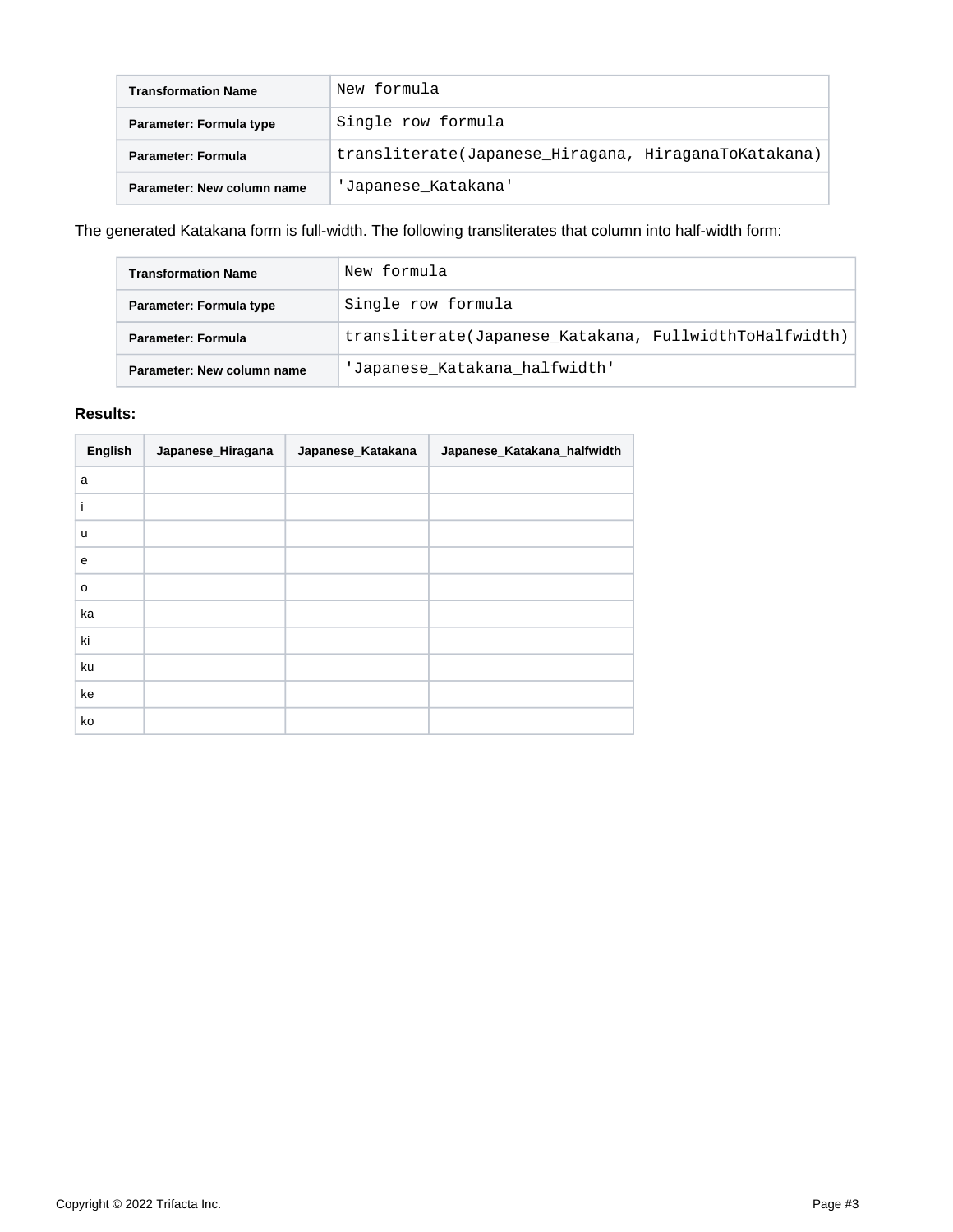| Transformation Name | New formula |
| --- | --- |
| Parameter: Formula type | Single row formula |
| Parameter: Formula | transliterate(Japanese_Hiragana, HiraganaToKatakana) |
| Parameter: New column name | 'Japanese_Katakana' |

The generated Katakana form is full-width. The following transliterates that column into half-width form:

| Transformation Name | New formula |
| --- | --- |
| Parameter: Formula type | Single row formula |
| Parameter: Formula | transliterate(Japanese_Katakana, FullwidthToHalfwidth) |
| Parameter: New column name | 'Japanese_Katakana_halfwidth' |

**Results:**

| English | Japanese_Hiragana | Japanese_Katakana | Japanese_Katakana_halfwidth |
| --- | --- | --- | --- |
| a | | | |
| i | | | |
| u | | | |
| e | | | |
| o | | | |
| ka | | | |
| ki | | | |
| ku | | | |
| ke | | | |
| ko | | | |